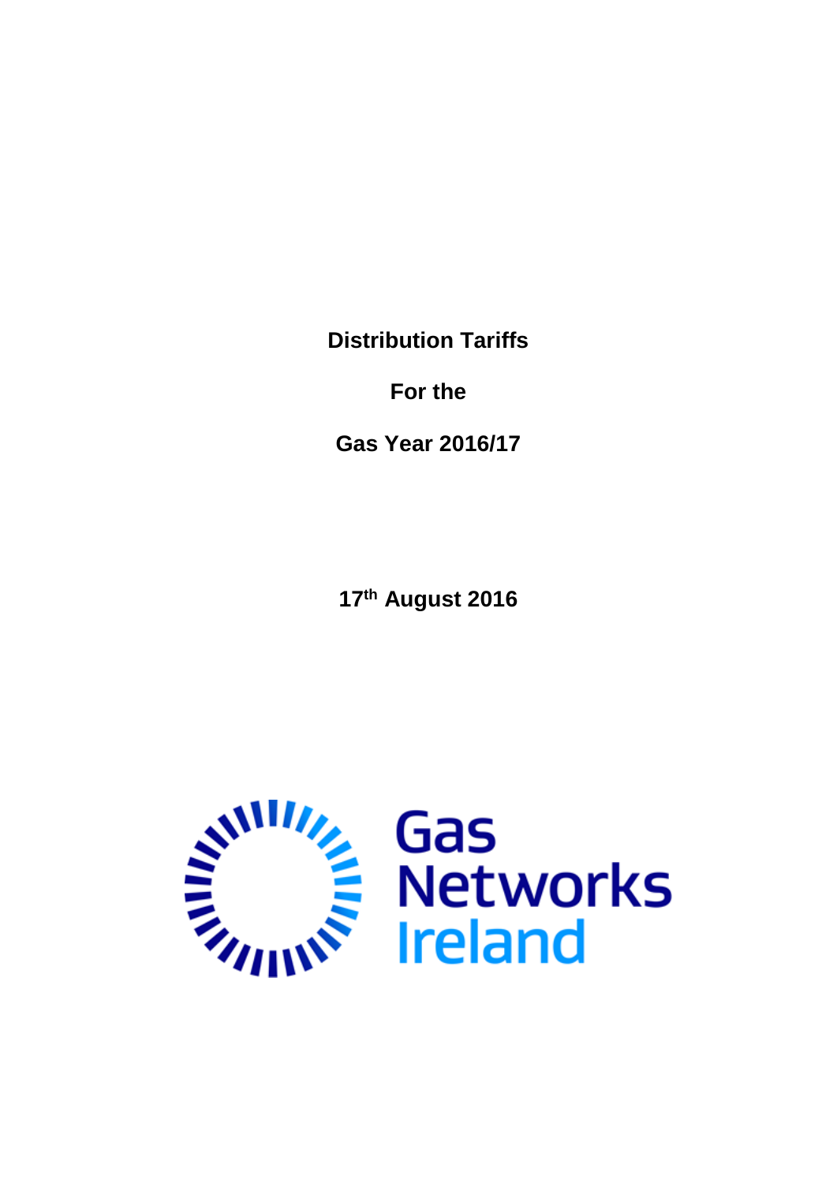**Distribution Tariffs**

**For the**

**Gas Year 2016/17**

**17th August 2016**

Gas Networks Ireland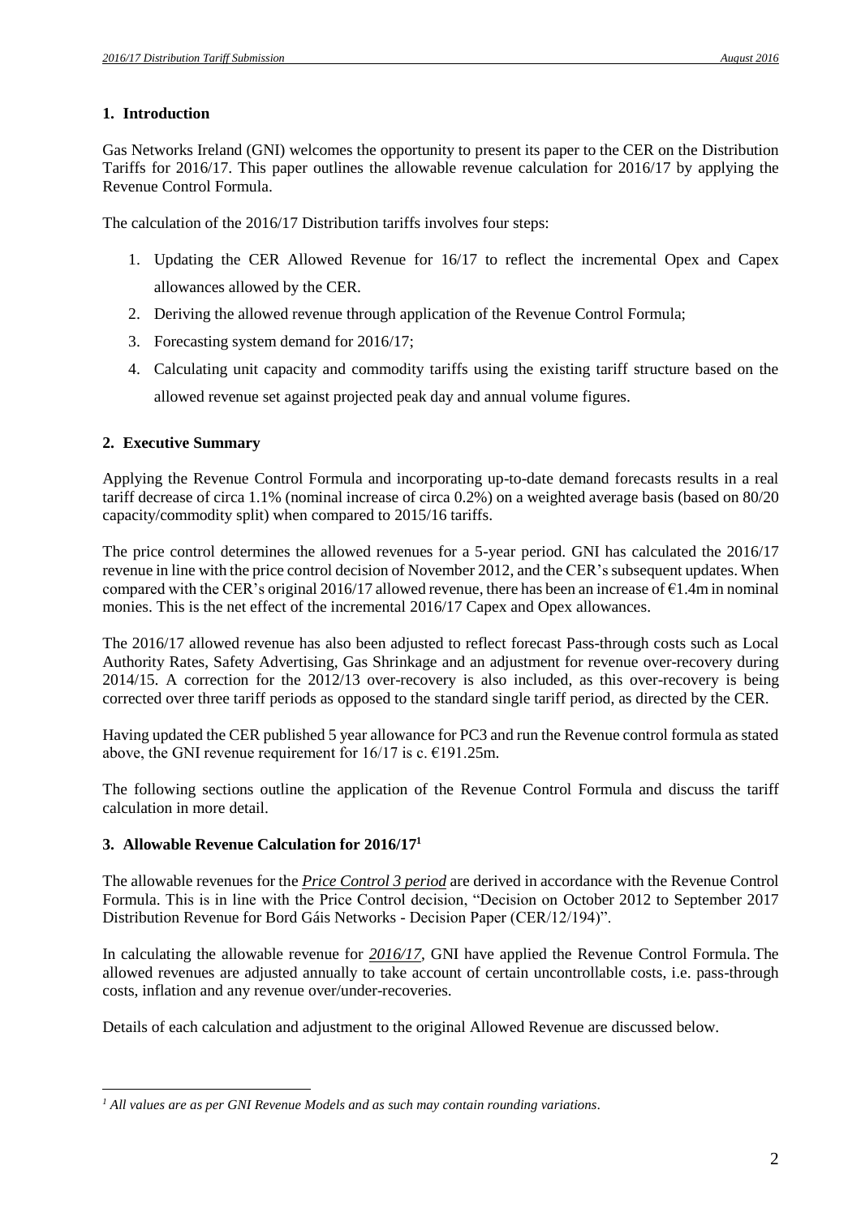## 1. Introduction

Gas Networks Ireland (GNI) welcomes the opportunity to present its paper to the CER on the Distribution Tariffs for 2016/17. This paper outlines the allowable revenue calculation for 2016/17 by applying the Revenue Control Formula.

The calculation of the 2016/17 Distribution tariffs involves four steps:

1. Updating the CER Allowed Revenue for 16/17 to reflect the incremental Opex and Capex allowances allowed by the CER.
2. Deriving the allowed revenue through application of the Revenue Control Formula;
3. Forecasting system demand for 2016/17;
4. Calculating unit capacity and commodity tariffs using the existing tariff structure based on the allowed revenue set against projected peak day and annual volume figures.

## 2. Executive Summary

Applying the Revenue Control Formula and incorporating up-to-date demand forecasts results in a real tariff decrease of circa 1.1% (nominal increase of circa 0.2%) on a weighted average basis (based on 80/20 capacity/commodity split) when compared to 2015/16 tariffs.

The price control determines the allowed revenues for a 5-year period. GNI has calculated the 2016/17 revenue in line with the price control decision of November 2012, and the CER's subsequent updates. When compared with the CER's original 2016/17 allowed revenue, there has been an increase of €1.4m in nominal monies. This is the net effect of the incremental 2016/17 Capex and Opex allowances.

The 2016/17 allowed revenue has also been adjusted to reflect forecast Pass-through costs such as Local Authority Rates, Safety Advertising, Gas Shrinkage and an adjustment for revenue over-recovery during 2014/15. A correction for the 2012/13 over-recovery is also included, as this over-recovery is being corrected over three tariff periods as opposed to the standard single tariff period, as directed by the CER.

Having updated the CER published 5 year allowance for PC3 and run the Revenue control formula as stated above, the GNI revenue requirement for 16/17 is c. €191.25m.

The following sections outline the application of the Revenue Control Formula and discuss the tariff calculation in more detail.

## 3. Allowable Revenue Calculation for 2016/17[1]

The allowable revenues for the ***Price Control 3 period*** are derived in accordance with the Revenue Control Formula. This is in line with the Price Control decision, "Decision on October 2012 to September 2017 Distribution Revenue for Bord Gáis Networks - Decision Paper (CER/12/194)".

In calculating the allowable revenue for ***2016/17***, GNI have applied the Revenue Control Formula. The allowed revenues are adjusted annually to take account of certain uncontrollable costs, i.e. pass-through costs, inflation and any revenue over/under-recoveries.

Details of each calculation and adjustment to the original Allowed Revenue are discussed below.

---

[1] *All values are as per GNI Revenue Models and as such may contain rounding variations.*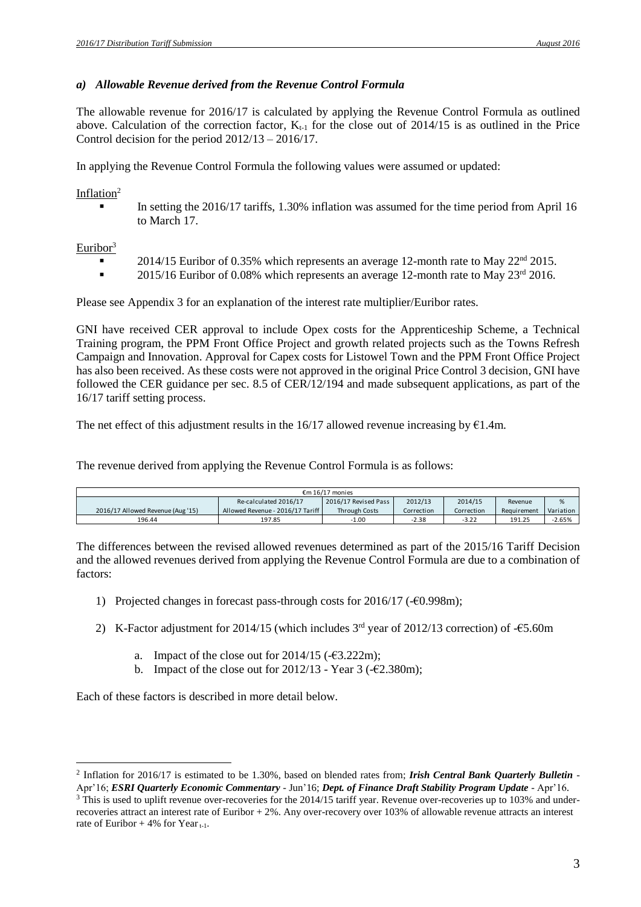### *a) Allowable Revenue derived from the Revenue Control Formula*

The allowable revenue for 2016/17 is calculated by applying the Revenue Control Formula as outlined above. Calculation of the correction factor, $K_{t-1}$ for the close out of 2014/15 is as outlined in the Price Control decision for the period 2012/13 – 2016/17.

In applying the Revenue Control Formula the following values were assumed or updated:

Inflation[2]

- In setting the 2016/17 tariffs, 1.30% inflation was assumed for the time period from April 16 to March 17.

Euribor[3]

- 2014/15 Euribor of 0.35% which represents an average 12-month rate to May 22nd 2015.
- 2015/16 Euribor of 0.08% which represents an average 12-month rate to May 23rd 2016.

Please see Appendix 3 for an explanation of the interest rate multiplier/Euribor rates.

GNI have received CER approval to include Opex costs for the Apprenticeship Scheme, a Technical Training program, the PPM Front Office Project and growth related projects such as the Towns Refresh Campaign and Innovation. Approval for Capex costs for Listowel Town and the PPM Front Office Project has also been received. As these costs were not approved in the original Price Control 3 decision, GNI have followed the CER guidance per sec. 8.5 of CER/12/194 and made subsequent applications, as part of the 16/17 tariff setting process.

The net effect of this adjustment results in the 16/17 allowed revenue increasing by €1.4m.

The revenue derived from applying the Revenue Control Formula is as follows:

| €m 16/17 monies | | | | | | |
|---|---|---|---|---|---|---|
| 2016/17 Allowed Revenue (Aug '15) | Re-calculated 2016/17 Allowed Revenue - 2016/17 Tariff | 2016/17 Revised Pass Through Costs | 2012/13 Correction | 2014/15 Correction | Revenue Requirement | % Variation |
| 196.44 | 197.85 | -1.00 | -2.38 | -3.22 | 191.25 | -2.65% |

The differences between the revised allowed revenues determined as part of the 2015/16 Tariff Decision and the allowed revenues derived from applying the Revenue Control Formula are due to a combination of factors:

1) Projected changes in forecast pass-through costs for 2016/17 (-€0.998m);
2) K-Factor adjustment for 2014/15 (which includes 3rd year of 2012/13 correction) of -€5.60m
    a. Impact of the close out for 2014/15 (-€3.222m);
    b. Impact of the close out for 2012/13 - Year 3 (-€2.380m);

Each of these factors is described in more detail below.

---

[2] Inflation for 2016/17 is estimated to be 1.30%, based on blended rates from; ***Irish Central Bank Quarterly Bulletin*** - Apr'16; ***ESRI Quarterly Economic Commentary*** - Jun'16; ***Dept. of Finance Draft Stability Program Update*** - Apr'16.

[3] This is used to uplift revenue over-recoveries for the 2014/15 tariff year. Revenue over-recoveries up to 103% and under-recoveries attract an interest rate of Euribor + 2%. Any over-recovery over 103% of allowable revenue attracts an interest rate of Euribor + 4% for $Year_{t-1}$.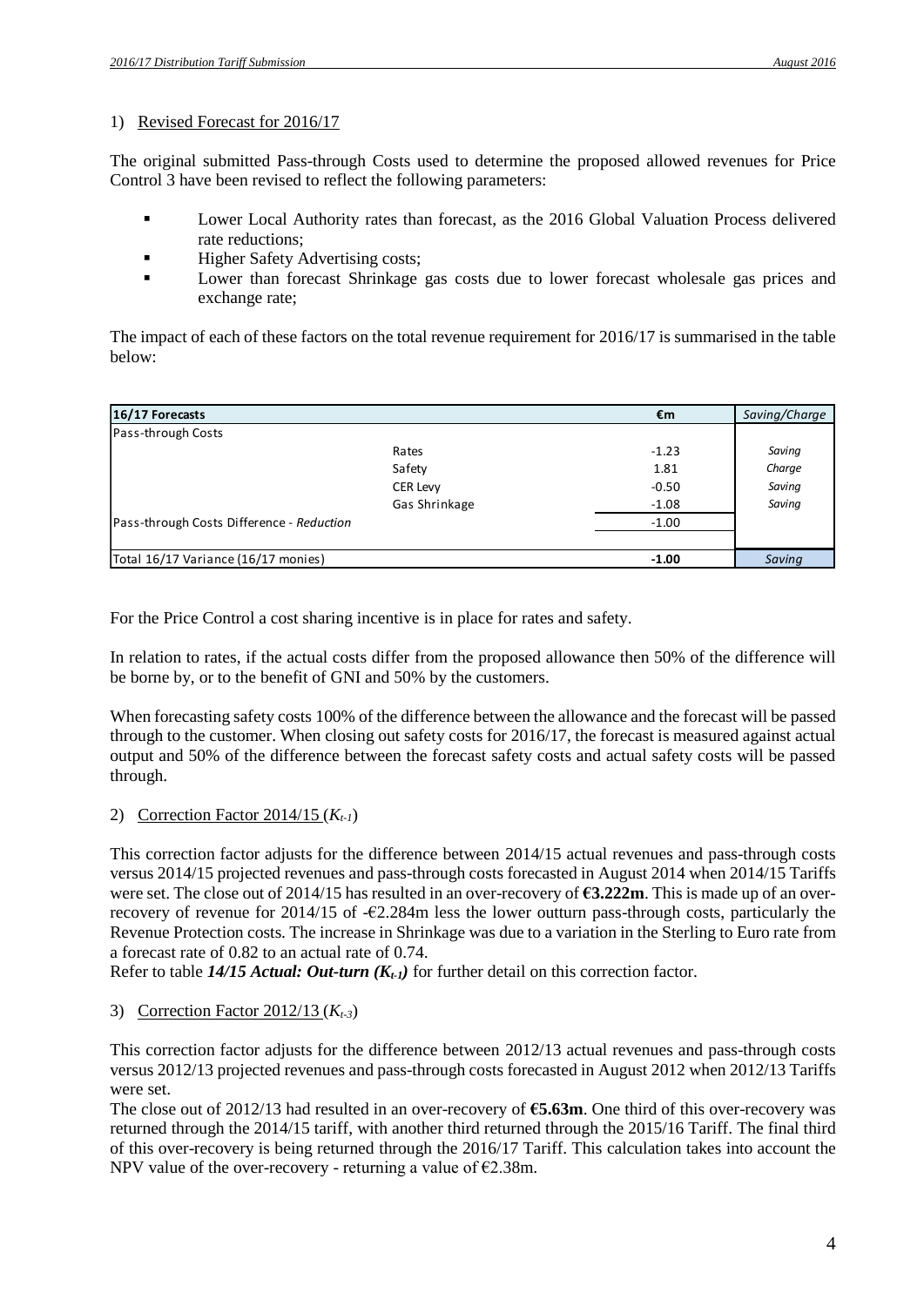1) Revised Forecast for 2016/17

The original submitted Pass-through Costs used to determine the proposed allowed revenues for Price Control 3 have been revised to reflect the following parameters:

- Lower Local Authority rates than forecast, as the 2016 Global Valuation Process delivered rate reductions;
- Higher Safety Advertising costs;
- Lower than forecast Shrinkage gas costs due to lower forecast wholesale gas prices and exchange rate;

The impact of each of these factors on the total revenue requirement for 2016/17 is summarised in the table below:

| **16/17 Forecasts** | | **€m** | *Saving/Charge* |
|---|---|---|---|
| Pass-through Costs | | | |
| | Rates | -1.23 | *Saving* |
| | Safety | 1.81 | *Charge* |
| | CER Levy | -0.50 | *Saving* |
| | Gas Shrinkage | -1.08 | *Saving* |
| Pass-through Costs Difference - *Reduction* | | -1.00 | |
| | | | |
| Total 16/17 Variance (16/17 monies) | | **-1.00** | *Saving* |

For the Price Control a cost sharing incentive is in place for rates and safety.

In relation to rates, if the actual costs differ from the proposed allowance then 50% of the difference will be borne by, or to the benefit of GNI and 50% by the customers.

When forecasting safety costs 100% of the difference between the allowance and the forecast will be passed through to the customer. When closing out safety costs for 2016/17, the forecast is measured against actual output and 50% of the difference between the forecast safety costs and actual safety costs will be passed through.

2) Correction Factor 2014/15 ($K_{t-1}$)

This correction factor adjusts for the difference between 2014/15 actual revenues and pass-through costs versus 2014/15 projected revenues and pass-through costs forecasted in August 2014 when 2014/15 Tariffs were set. The close out of 2014/15 has resulted in an over-recovery of **€3.222m**. This is made up of an over-recovery of revenue for 2014/15 of -€2.284m less the lower outturn pass-through costs, particularly the Revenue Protection costs. The increase in Shrinkage was due to a variation in the Sterling to Euro rate from a forecast rate of 0.82 to an actual rate of 0.74.

Refer to table ***14/15 Actual: Out-turn ($K_{t-1}$)*** for further detail on this correction factor.

3) Correction Factor 2012/13 ($K_{t-3}$)

This correction factor adjusts for the difference between 2012/13 actual revenues and pass-through costs versus 2012/13 projected revenues and pass-through costs forecasted in August 2012 when 2012/13 Tariffs were set.

The close out of 2012/13 had resulted in an over-recovery of **€5.63m**. One third of this over-recovery was returned through the 2014/15 tariff, with another third returned through the 2015/16 Tariff. The final third of this over-recovery is being returned through the 2016/17 Tariff. This calculation takes into account the NPV value of the over-recovery - returning a value of €2.38m.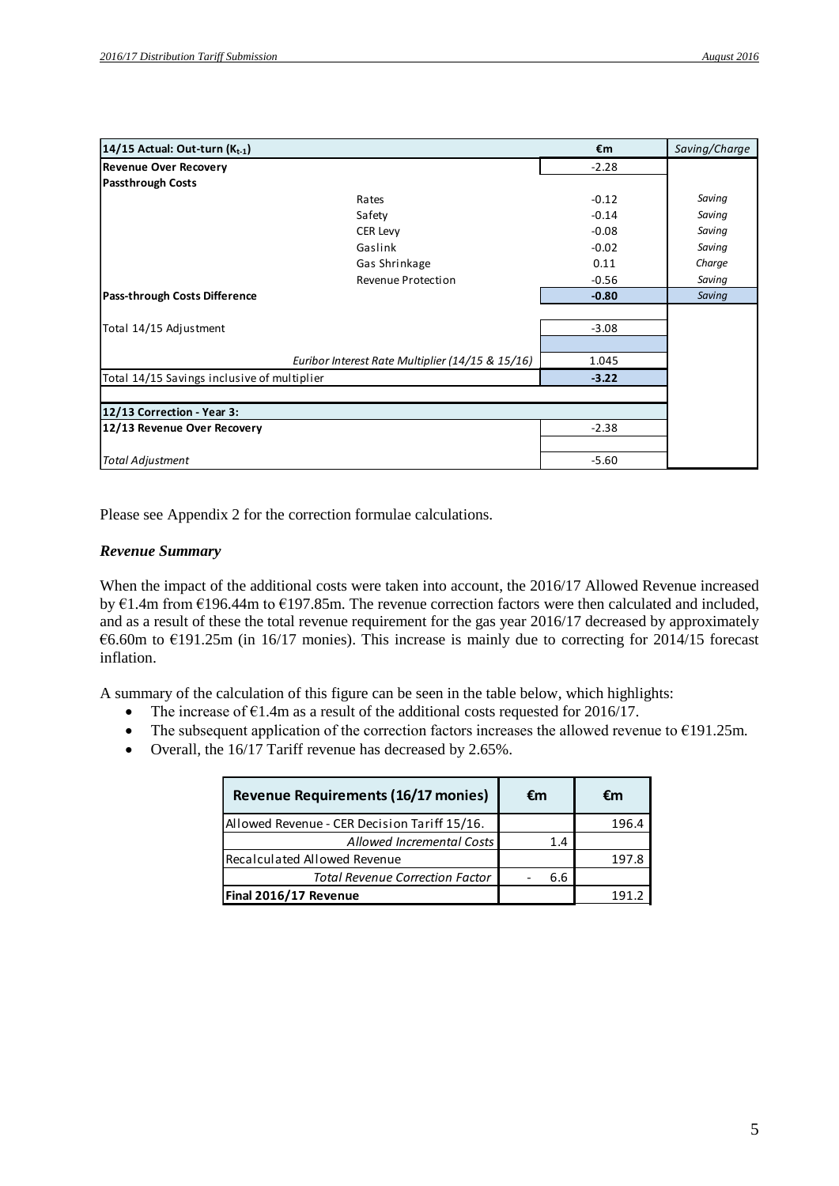| 14/15 Actual: Out-turn ($K_{t-1}$) | | €m | Saving/Charge |
|---|---|---|---|
| **Revenue Over Recovery** | | -2.28 | |
| **Passthrough Costs** | | | |
| | Rates | -0.12 | *Saving* |
| | Safety | -0.14 | *Saving* |
| | CER Levy | -0.08 | *Saving* |
| | Gaslink | -0.02 | *Saving* |
| | Gas Shrinkage | 0.11 | *Charge* |
| | Revenue Protection | -0.56 | *Saving* |
| **Pass-through Costs Difference** | | **-0.80** | *Saving* |
| Total 14/15 Adjustment | | -3.08 | |
| | *Euribor Interest Rate Multiplier (14/15 & 15/16)* | 1.045 | |
| Total 14/15 Savings inclusive of multiplier | | **-3.22** | |
| **12/13 Correction - Year 3:** | | | |
| **12/13 Revenue Over Recovery** | | -2.38 | |
| *Total Adjustment* | | -5.60 | |

Please see Appendix 2 for the correction formulae calculations.

### *Revenue Summary*

When the impact of the additional costs were taken into account, the 2016/17 Allowed Revenue increased by €1.4m from €196.44m to €197.85m. The revenue correction factors were then calculated and included, and as a result of these the total revenue requirement for the gas year 2016/17 decreased by approximately €6.60m to €191.25m (in 16/17 monies). This increase is mainly due to correcting for 2014/15 forecast inflation.

A summary of the calculation of this figure can be seen in the table below, which highlights:

- The increase of €1.4m as a result of the additional costs requested for 2016/17.
- The subsequent application of the correction factors increases the allowed revenue to €191.25m.
- Overall, the 16/17 Tariff revenue has decreased by 2.65%.

| Revenue Requirements (16/17 monies) | €m | €m |
|---|---|---|
| Allowed Revenue - CER Decision Tariff 15/16. | | 196.4 |
| *Allowed Incremental Costs* | 1.4 | |
| Recalculated Allowed Revenue | | 197.8 |
| *Total Revenue Correction Factor* | - 6.6 | |
| **Final 2016/17 Revenue** | | 191.2 |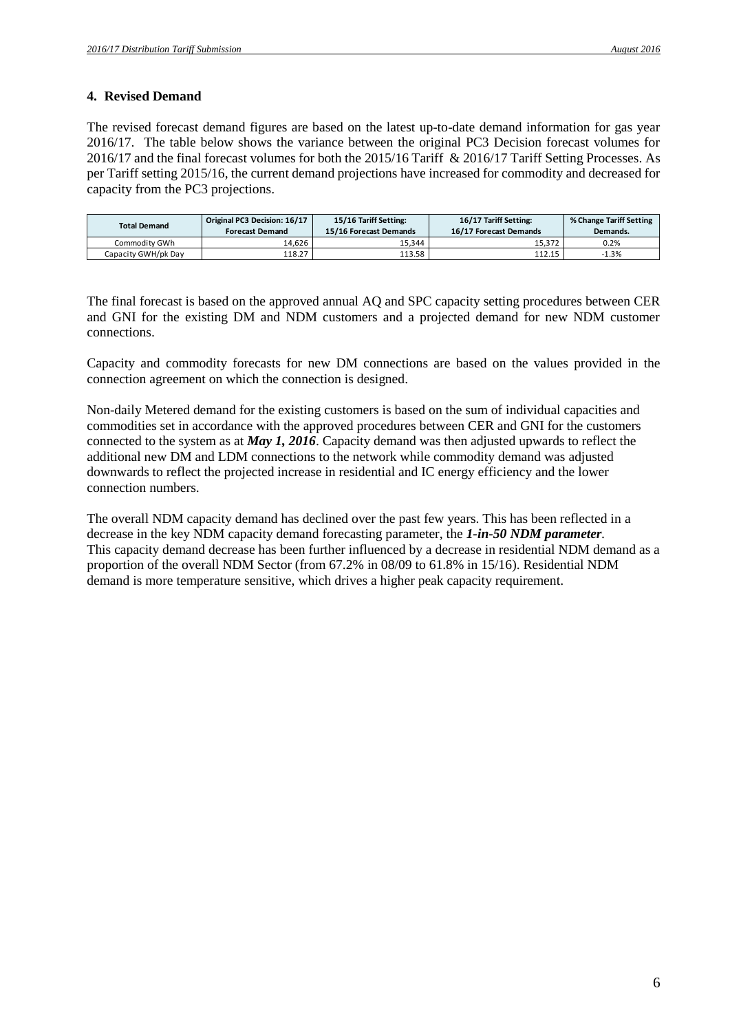## 4. Revised Demand

The revised forecast demand figures are based on the latest up-to-date demand information for gas year 2016/17. The table below shows the variance between the original PC3 Decision forecast volumes for 2016/17 and the final forecast volumes for both the 2015/16 Tariff & 2016/17 Tariff Setting Processes. As per Tariff setting 2015/16, the current demand projections have increased for commodity and decreased for capacity from the PC3 projections.

| Total Demand | Original PC3 Decision: 16/17 Forecast Demand | 15/16 Tariff Setting: 15/16 Forecast Demands | 16/17 Tariff Setting: 16/17 Forecast Demands | % Change Tariff Setting Demands. |
|---|---|---|---|---|
| Commodity GWh | 14,626 | 15,344 | 15,372 | 0.2% |
| Capacity GWH/pk Day | 118.27 | 113.58 | 112.15 | -1.3% |

The final forecast is based on the approved annual AQ and SPC capacity setting procedures between CER and GNI for the existing DM and NDM customers and a projected demand for new NDM customer connections.

Capacity and commodity forecasts for new DM connections are based on the values provided in the connection agreement on which the connection is designed.

Non-daily Metered demand for the existing customers is based on the sum of individual capacities and commodities set in accordance with the approved procedures between CER and GNI for the customers connected to the system as at ***May 1, 2016***. Capacity demand was then adjusted upwards to reflect the additional new DM and LDM connections to the network while commodity demand was adjusted downwards to reflect the projected increase in residential and IC energy efficiency and the lower connection numbers.

The overall NDM capacity demand has declined over the past few years. This has been reflected in a decrease in the key NDM capacity demand forecasting parameter, the ***1-in-50 NDM parameter***. This capacity demand decrease has been further influenced by a decrease in residential NDM demand as a proportion of the overall NDM Sector (from 67.2% in 08/09 to 61.8% in 15/16). Residential NDM demand is more temperature sensitive, which drives a higher peak capacity requirement.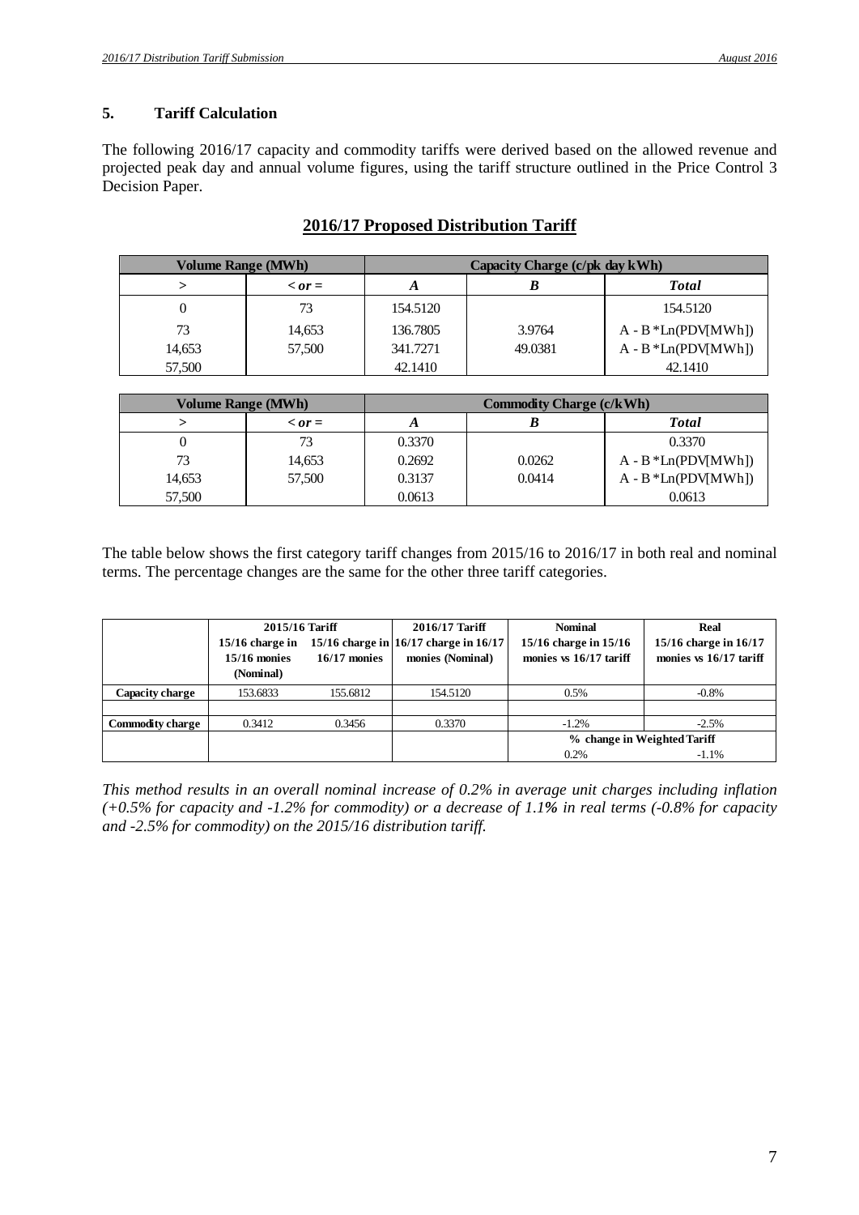## 5. Tariff Calculation

The following 2016/17 capacity and commodity tariffs were derived based on the allowed revenue and projected peak day and annual volume figures, using the tariff structure outlined in the Price Control 3 Decision Paper.

### 2016/17 Proposed Distribution Tariff

| Volume Range (MWh) | | Capacity Charge (c/pk day kWh) | | |
|---|---|---|---|---|
| **>** | **< or =** | **A** | **B** | **Total** |
| 0 | 73 | 154.5120 | | 154.5120 |
| 73 | 14,653 | 136.7805 | 3.9764 | A - B *Ln(PDV[MWh]) |
| 14,653 | 57,500 | 341.7271 | 49.0381 | A - B *Ln(PDV[MWh]) |
| 57,500 | | 42.1410 | | 42.1410 |

| Volume Range (MWh) | | Commodity Charge (c/kWh) | | |
|---|---|---|---|---|
| **>** | **< or =** | **A** | **B** | **Total** |
| 0 | 73 | 0.3370 | | 0.3370 |
| 73 | 14,653 | 0.2692 | 0.0262 | A - B *Ln(PDV[MWh]) |
| 14,653 | 57,500 | 0.3137 | 0.0414 | A - B *Ln(PDV[MWh]) |
| 57,500 | | 0.0613 | | 0.0613 |

The table below shows the first category tariff changes from 2015/16 to 2016/17 in both real and nominal terms. The percentage changes are the same for the other three tariff categories.

| | 2015/16 Tariff | | 2016/17 Tariff | Nominal | Real |
|---|---|---|---|---|---|
| | 15/16 charge in 15/16 monies (Nominal) | 15/16 charge in 16/17 monies | 16/17 charge in 16/17 monies (Nominal) | 15/16 charge in 15/16 monies vs 16/17 tariff | 15/16 charge in 16/17 monies vs 16/17 tariff |
| **Capacity charge** | 153.6833 | 155.6812 | 154.5120 | 0.5% | -0.8% |
| | | | | | |
| **Commodity charge** | 0.3412 | 0.3456 | 0.3370 | -1.2% | -2.5% |
| | | | | % change in Weighted Tariff | |
| | | | | 0.2% | -1.1% |

*This method results in an overall nominal increase of 0.2% in average unit charges including inflation (+0.5% for capacity and -1.2% for commodity) or a decrease of 1.1% in real terms (-0.8% for capacity and -2.5% for commodity) on the 2015/16 distribution tariff.*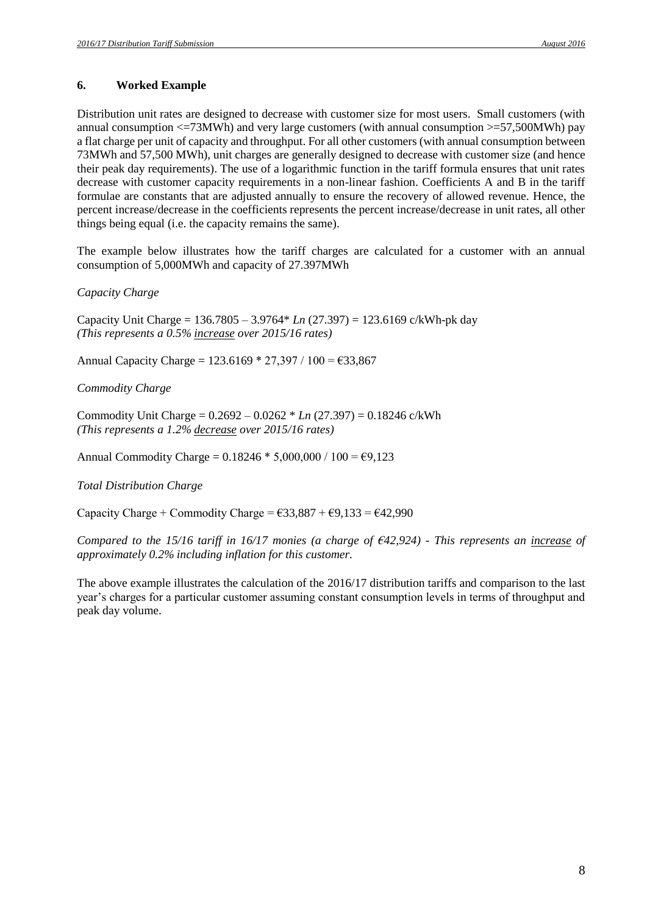## 6. Worked Example

Distribution unit rates are designed to decrease with customer size for most users. Small customers (with annual consumption <=73MWh) and very large customers (with annual consumption >=57,500MWh) pay a flat charge per unit of capacity and throughput. For all other customers (with annual consumption between 73MWh and 57,500 MWh), unit charges are generally designed to decrease with customer size (and hence their peak day requirements). The use of a logarithmic function in the tariff formula ensures that unit rates decrease with customer capacity requirements in a non-linear fashion. Coefficients A and B in the tariff formulae are constants that are adjusted annually to ensure the recovery of allowed revenue. Hence, the percent increase/decrease in the coefficients represents the percent increase/decrease in unit rates, all other things being equal (i.e. the capacity remains the same).

The example below illustrates how the tariff charges are calculated for a customer with an annual consumption of 5,000MWh and capacity of 27.397MWh

*Capacity Charge*

Capacity Unit Charge = 136.7805 – 3.9764* *Ln* (27.397) = 123.6169 c/kWh-pk day
*(This represents a 0.5% increase over 2015/16 rates)*

Annual Capacity Charge = 123.6169 * 27,397 / 100 = €33,867

*Commodity Charge*

Commodity Unit Charge = 0.2692 – 0.0262 * *Ln* (27.397) = 0.18246 c/kWh
*(This represents a 1.2% decrease over 2015/16 rates)*

Annual Commodity Charge = 0.18246 * 5,000,000 / 100 = €9,123

*Total Distribution Charge*

Capacity Charge + Commodity Charge = €33,887 + €9,133 = €42,990

*Compared to the 15/16 tariff in 16/17 monies (a charge of €42,924) - This represents an increase of approximately 0.2% including inflation for this customer.*

The above example illustrates the calculation of the 2016/17 distribution tariffs and comparison to the last year's charges for a particular customer assuming constant consumption levels in terms of throughput and peak day volume.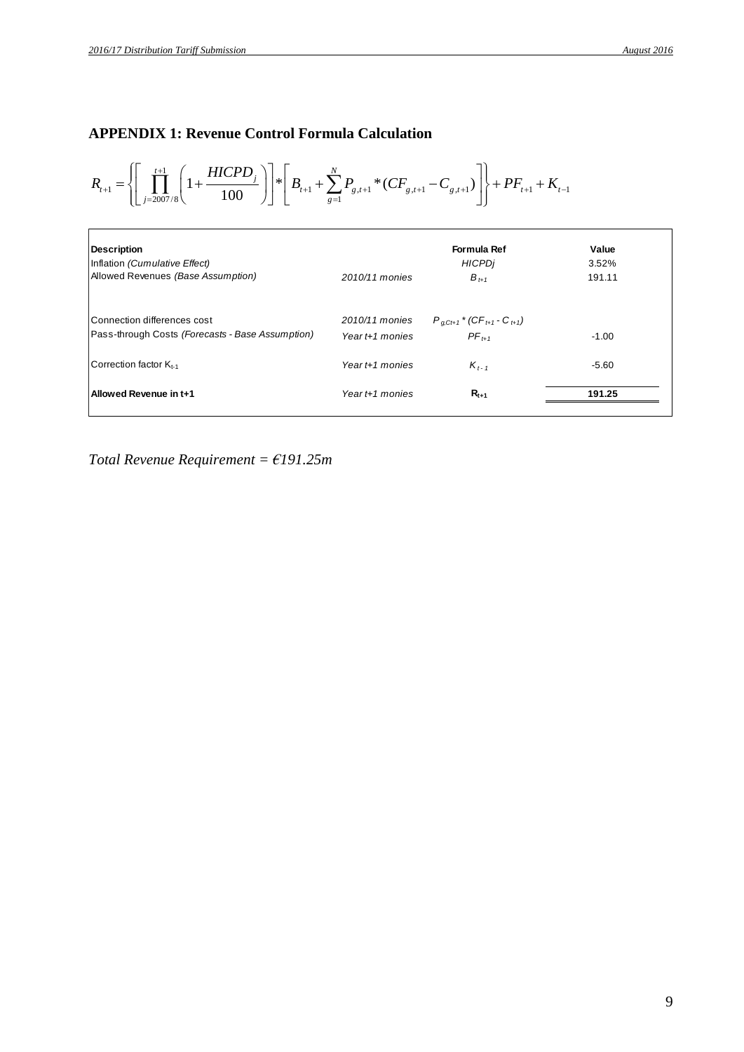## APPENDIX 1: Revenue Control Formula Calculation

$$R_{t+1} = \left\{ \left[ \prod_{j=2007/8}^{t+1} \left( 1 + \frac{HICPD_j}{100} \right) \right] * \left[ B_{t+1} + \sum_{g=1}^{N} P_{g,t+1} * (CF_{g,t+1} - C_{g,t+1}) \right] \right\} + PF_{t+1} + K_{t-1}$$

| Description | | Formula Ref | Value |
|---|---|---|---|
| Inflation *(Cumulative Effect)* | | *HICPDj* | 3.52% |
| Allowed Revenues *(Base Assumption)* | *2010/11 monies* | $B_{t+1}$ | 191.11 |
| Connection differences cost | *2010/11 monies* | $P_{g,Ct+1} * (CF_{t+1} - C_{t+1})$ | |
| Pass-through Costs *(Forecasts - Base Assumption)* | *Year t+1 monies* | $PF_{t+1}$ | -1.00 |
| Correction factor $K_{t-1}$ | *Year t+1 monies* | $K_{t-1}$ | -5.60 |
| **Allowed Revenue in t+1** | *Year t+1 monies* | $\mathbf{R_{t+1}}$ | **191.25** |

*Total Revenue Requirement = €191.25m*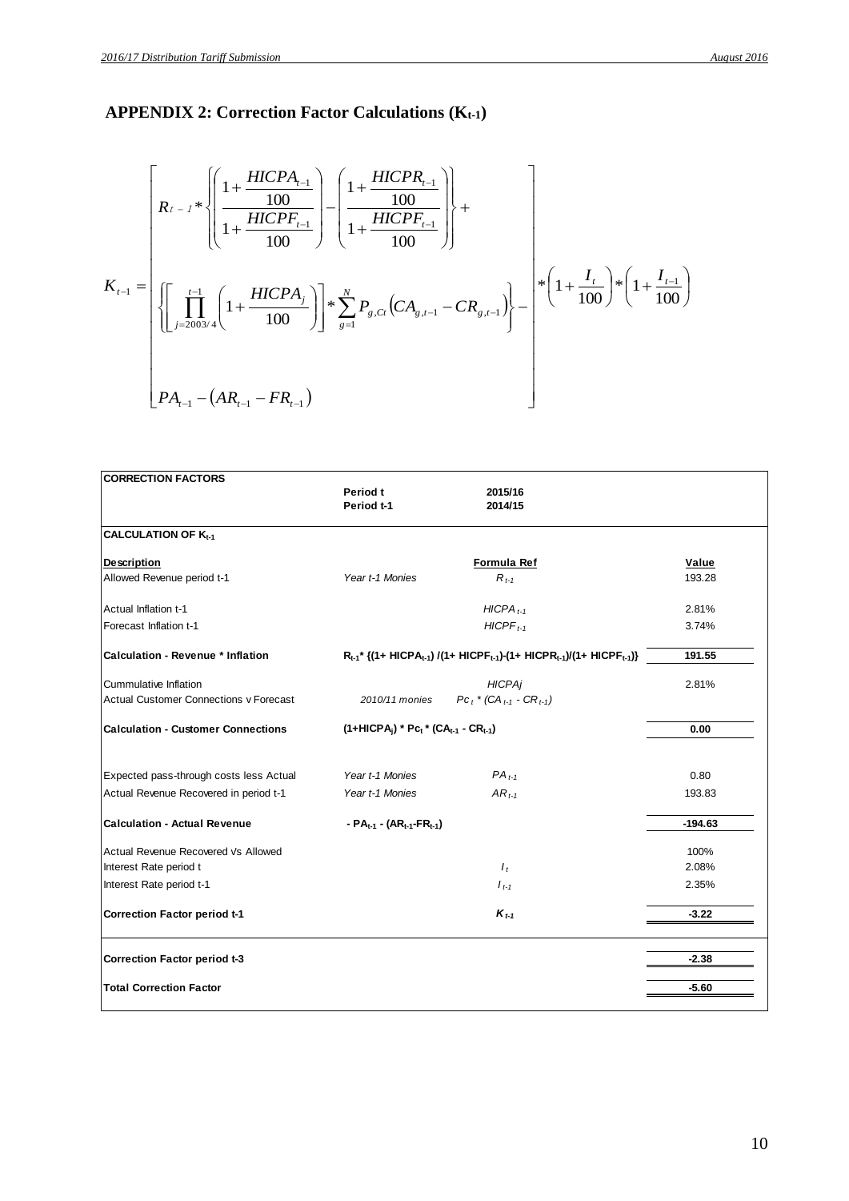## APPENDIX 2: Correction Factor Calculations ($K_{t-1}$)

$$K_{t-1} = \left[ \begin{array}{l} R_{t-1} * \left\{ \left( \dfrac{1+\dfrac{HICPA_{t-1}}{100}}{1+\dfrac{HICPF_{t-1}}{100}} \right) - \left( \dfrac{1+\dfrac{HICPR_{t-1}}{100}}{1+\dfrac{HICPF_{t-1}}{100}} \right) \right\} + \\ \left\{ \left[ \prod_{j=2003/4}^{t-1} \left( 1+\dfrac{HICPA_j}{100} \right) \right] * \sum_{g=1}^{N} P_{g,Ct} \left( CA_{g,t-1} - CR_{g,t-1} \right) \right\} - \\ PA_{t-1} - \left( AR_{t-1} - FR_{t-1} \right) \end{array} \right] * \left( 1+\frac{I_t}{100} \right) * \left( 1+\frac{I_{t-1}}{100} \right)$$

| CORRECTION FACTORS | | | |
|---|---|---|---|
| | Period t | 2015/16 | |
| | Period t-1 | 2014/15 | |
| **CALCULATION OF $K_{t-1}$** | | | |
| **Description** | | **Formula Ref** | **Value** |
| Allowed Revenue period t-1 | *Year t-1 Monies* | $R_{t-1}$ | 193.28 |
| Actual Inflation t-1 | | $HICPA_{t-1}$ | 2.81% |
| Forecast Inflation t-1 | | $HICPF_{t-1}$ | 3.74% |
| **Calculation - Revenue * Inflation** | $R_{t-1}$* {(1+ $HICPA_{t-1}$) /(1+ $HICPF_{t-1}$)-(1+ $HICPR_{t-1}$)/(1+ $HICPF_{t-1}$)} | | **191.55** |
| Cummulative Inflation | | *HICPAj* | 2.81% |
| Actual Customer Connections v Forecast | *2010/11 monies* | $Pc_t * (CA_{t-1} - CR_{t-1})$ | |
| **Calculation - Customer Connections** | (1+$HICPA_j$) * $Pc_t$ * ($CA_{t-1}$ - $CR_{t-1}$) | | **0.00** |
| Expected pass-through costs less Actual | *Year t-1 Monies* | $PA_{t-1}$ | 0.80 |
| Actual Revenue Recovered in period t-1 | *Year t-1 Monies* | $AR_{t-1}$ | 193.83 |
| **Calculation - Actual Revenue** | - $PA_{t-1}$ - ($AR_{t-1}$-$FR_{t-1}$) | | **-194.63** |
| Actual Revenue Recovered Vs Allowed | | | 100% |
| Interest Rate period t | | $I_t$ | 2.08% |
| Interest Rate period t-1 | | $I_{t-1}$ | 2.35% |
| **Correction Factor period t-1** | | $K_{t-1}$ | **-3.22** |
| **Correction Factor period t-3** | | | **-2.38** |
| **Total Correction Factor** | | | **-5.60** |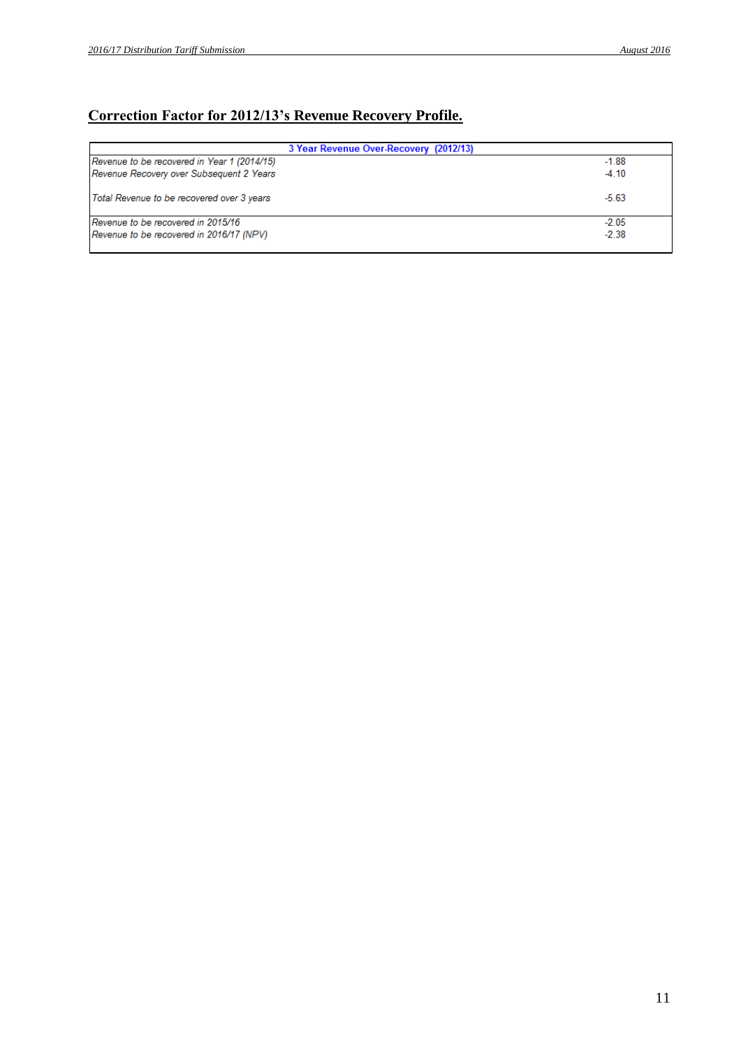## Correction Factor for 2012/13's Revenue Recovery Profile.

| 3 Year Revenue Over-Recovery (2012/13) | |
|---|---|
| *Revenue to be recovered in Year 1 (2014/15)* | -1.88 |
| *Revenue Recovery over Subsequent 2 Years* | -4.10 |
| | |
| *Total Revenue to be recovered over 3 years* | -5.63 |
| | |
| *Revenue to be recovered in 2015/16* | -2.05 |
| *Revenue to be recovered in 2016/17 (NPV)* | -2.38 |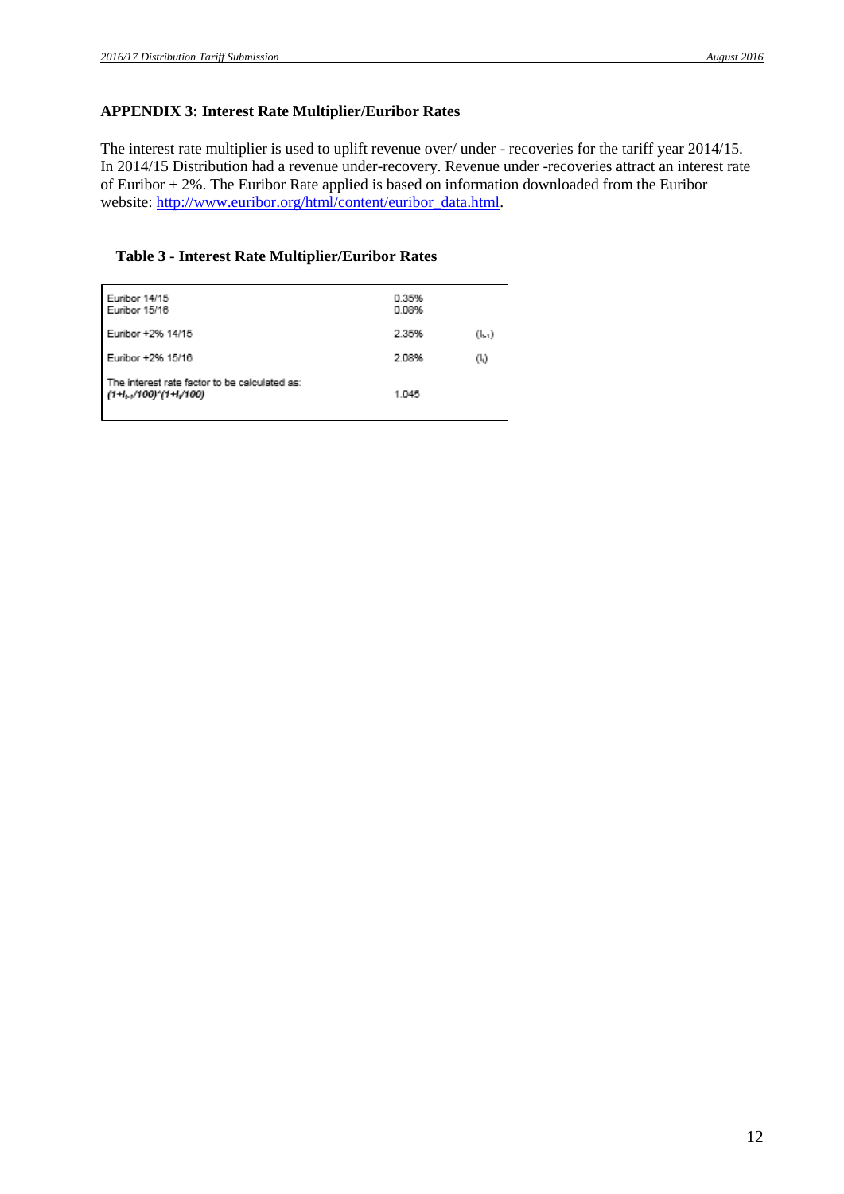## APPENDIX 3: Interest Rate Multiplier/Euribor Rates

The interest rate multiplier is used to uplift revenue over/ under - recoveries for the tariff year 2014/15. In 2014/15 Distribution had a revenue under-recovery. Revenue under -recoveries attract an interest rate of Euribor + 2%. The Euribor Rate applied is based on information downloaded from the Euribor website: http://www.euribor.org/html/content/euribor_data.html.

### Table 3 - Interest Rate Multiplier/Euribor Rates

| | | |
|---|---|---|
| Euribor 14/15 | 0.35% | |
| Euribor 15/16 | 0.08% | |
| Euribor +2% 14/15 | 2.35% | ($I_{t-1}$) |
| Euribor +2% 15/16 | 2.08% | ($I_t$) |
| The interest rate factor to be calculated as: $(1+I_{t-1}/100)*(1+I_t/100)$ | 1.045 | |